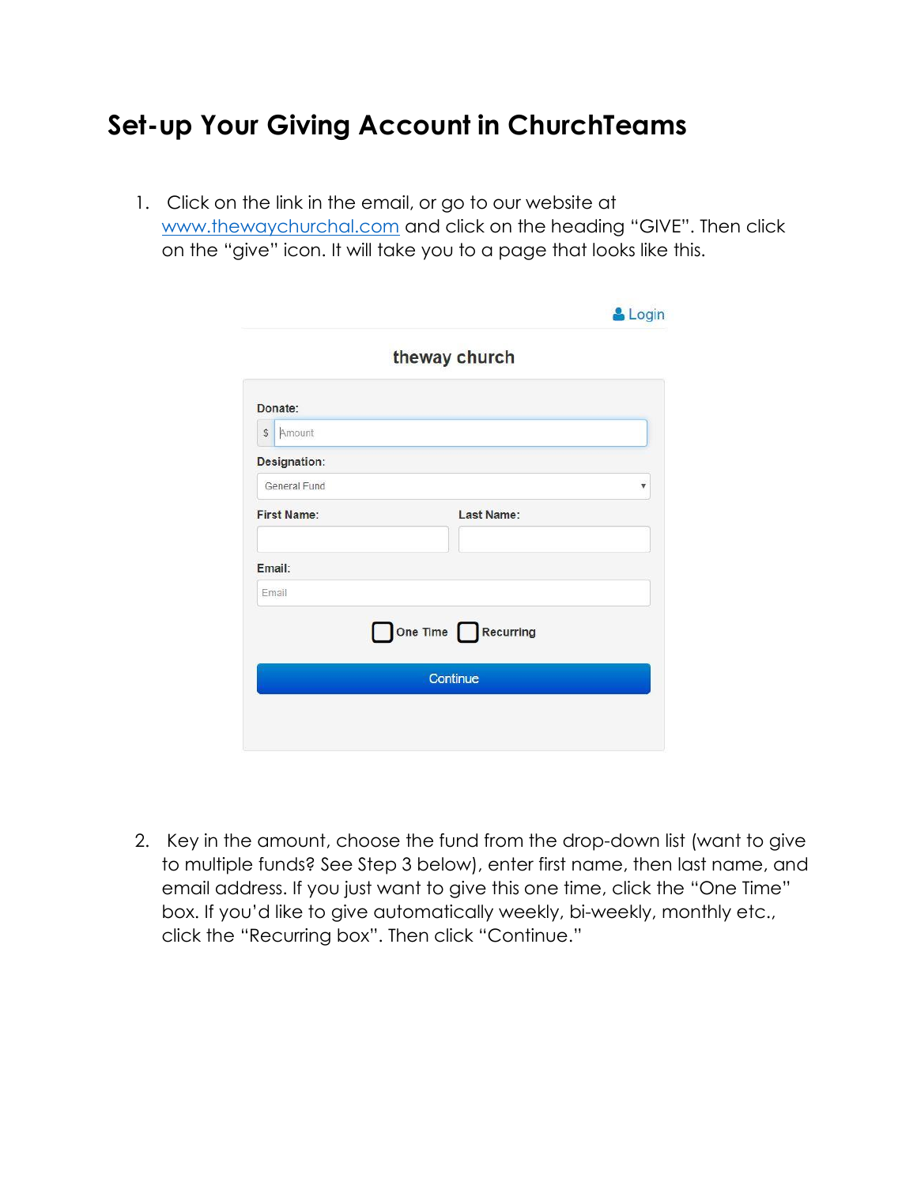# Set-up Your Giving Account in ChurchTeams

1. Click on the link in the email, or go to our website at [www.thewaychurchal.com](http://www.thewaychurchal.com) and click on the heading "GIVE". Then click on the "give" icon. It will take you to a page that looks like this.

2. Key in the amount, choose the fund from the drop-down list (want to give to multiple funds? See Step 3 below), enter first name, then last name, and email address. If you just want to give this one time, click the "One Time" box. If you'd like to give automatically weekly, bi-weekly, monthly etc., click the "Recurring box". Then click "Continue."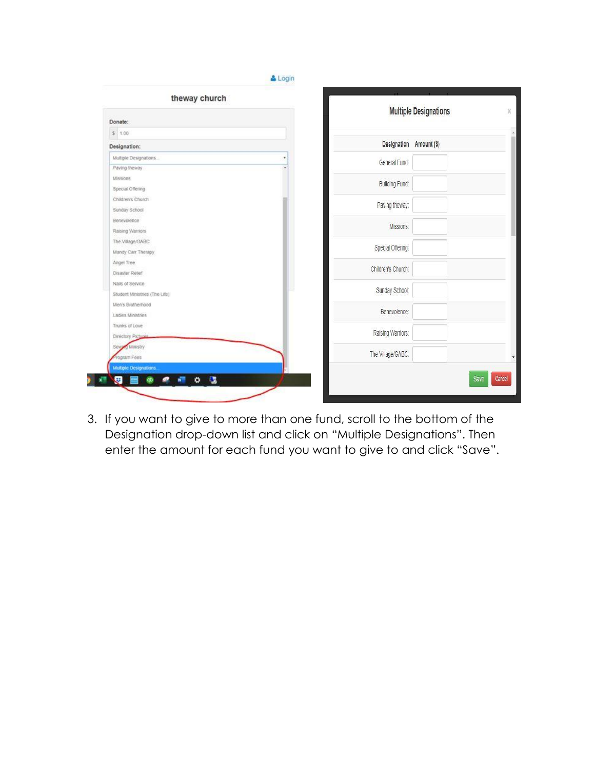3. If you want to give to more than one fund, scroll to the bottom of the Designation drop-down list and click on "Multiple Designations". Then enter the amount for each fund you want to give to and click "Save".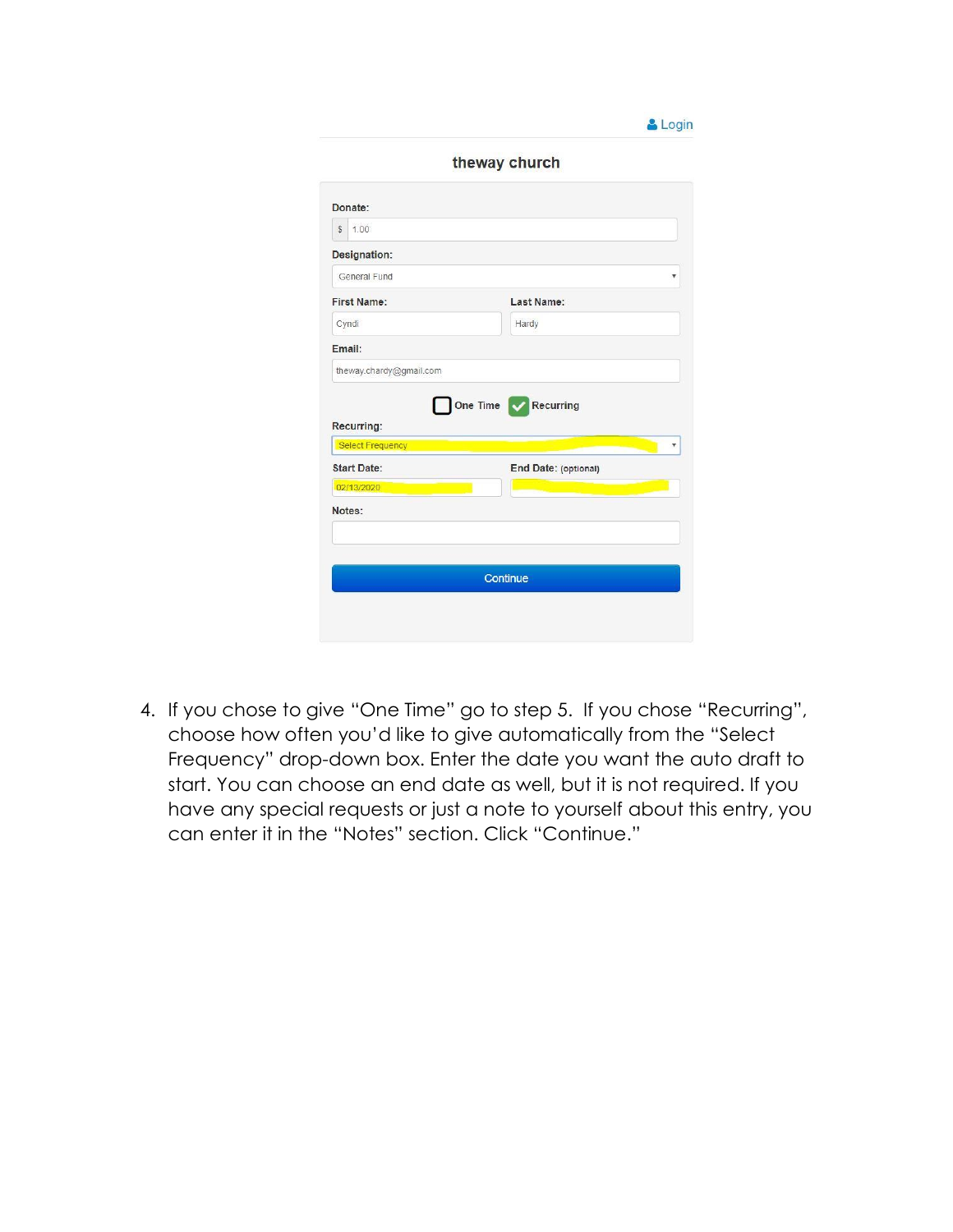4. If you chose to give "One Time" go to step 5. If you chose "Recurring", choose how often you'd like to give automatically from the "Select Frequency" drop-down box. Enter the date you want the auto draft to start. You can choose an end date as well, but it is not required. If you have any special requests or just a note to yourself about this entry, you can enter it in the "Notes" section. Click "Continue."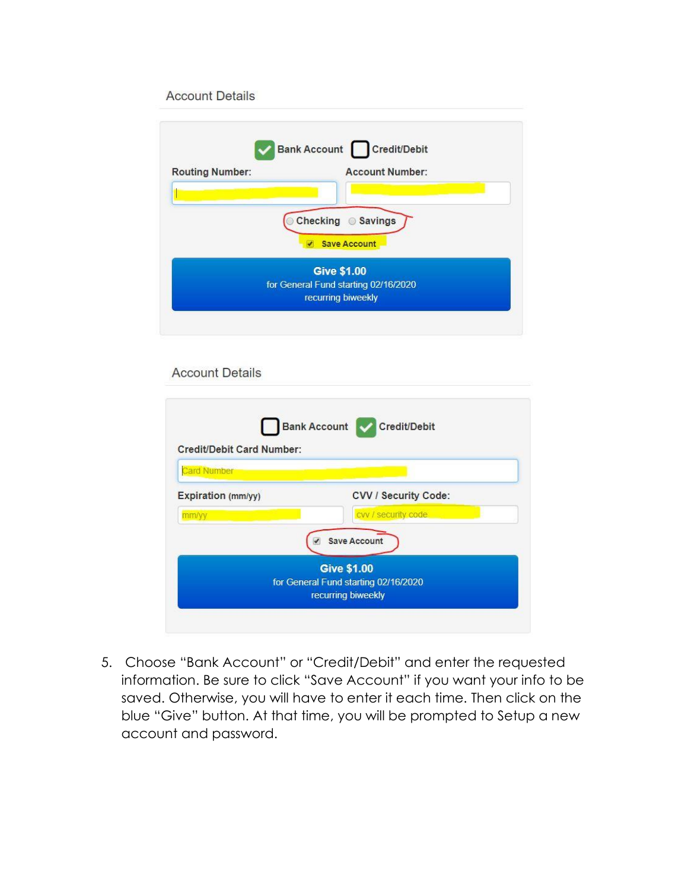Account Details

Bank Account ☑ Credit/Debit ☐

Routing Number:

Account Number:

Checking Savings

Save Account

**Give $1.00**
for General Fund starting 02/16/2020
recurring biweekly

Account Details

Bank Account ☐ Credit/Debit ☑

Credit/Debit Card Number:

Card Number

Expiration (mm/yy)

mm/yy

CVV / Security Code:

cvv / security code

Save Account

**Give $1.00**
for General Fund starting 02/16/2020
recurring biweekly

5. Choose "Bank Account" or "Credit/Debit" and enter the requested information. Be sure to click "Save Account" if you want your info to be saved. Otherwise, you will have to enter it each time. Then click on the blue "Give" button. At that time, you will be prompted to Setup a new account and password.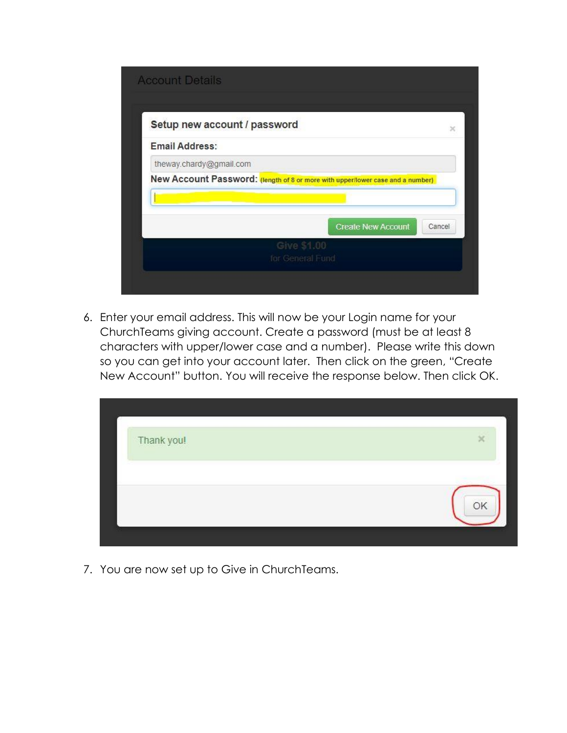6. Enter your email address. This will now be your Login name for your ChurchTeams giving account. Create a password (must be at least 8 characters with upper/lower case and a number). Please write this down so you can get into your account later. Then click on the green, "Create New Account" button. You will receive the response below. Then click OK.

7. You are now set up to Give in ChurchTeams.